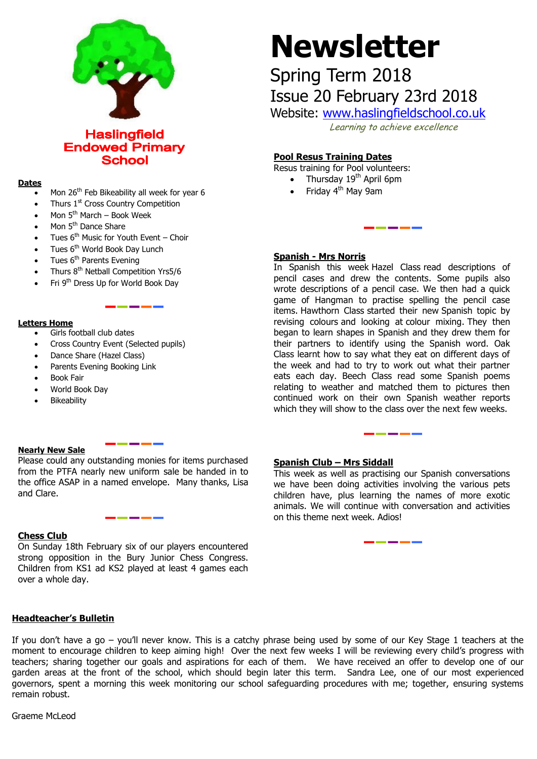# Newsletter

Spring Term 2018

Issue 20 February 23rd 2018

Website: www.haslingfieldschool.co.uk

*Learning to achieve excellence*

**Haslingfield Endowed Primary School**

## Dates

- Mon 26th Feb Bikeability all week for year 6
- Thurs 1st Cross Country Competition
- Mon 5th March – Book Week
- Mon 5th Dance Share
- Tues 6th Music for Youth Event – Choir
- Tues 6th World Book Day Lunch
- Tues 6th Parents Evening
- Thurs 8th Netball Competition Yrs5/6
- Fri 9th Dress Up for World Book Day

## Letters Home

- Girls football club dates
- Cross Country Event (Selected pupils)
- Dance Share (Hazel Class)
- Parents Evening Booking Link
- Book Fair
- World Book Day
- Bikeability

## Nearly New Sale

Please could any outstanding monies for items purchased from the PTFA nearly new uniform sale be handed in to the office ASAP in a named envelope. Many thanks, Lisa and Clare.

## Chess Club

On Sunday 18th February six of our players encountered strong opposition in the Bury Junior Chess Congress. Children from KS1 ad KS2 played at least 4 games each over a whole day.

## Pool Resus Training Dates

Resus training for Pool volunteers:

- Thursday 19th April 6pm
- Friday 4th May 9am

## Spanish - Mrs Norris

In Spanish this week Hazel Class read descriptions of pencil cases and drew the contents. Some pupils also wrote descriptions of a pencil case. We then had a quick game of Hangman to practise spelling the pencil case items. Hawthorn Class started their new Spanish topic by revising colours and looking at colour mixing. They then began to learn shapes in Spanish and they drew them for their partners to identify using the Spanish word. Oak Class learnt how to say what they eat on different days of the week and had to try to work out what their partner eats each day. Beech Class read some Spanish poems relating to weather and matched them to pictures then continued work on their own Spanish weather reports which they will show to the class over the next few weeks.

## Spanish Club – Mrs Siddall

This week as well as practising our Spanish conversations we have been doing activities involving the various pets children have, plus learning the names of more exotic animals. We will continue with conversation and activities on this theme next week. Adios!

## Headteacher's Bulletin

If you don't have a go – you'll never know. This is a catchy phrase being used by some of our Key Stage 1 teachers at the moment to encourage children to keep aiming high! Over the next few weeks I will be reviewing every child's progress with teachers; sharing together our goals and aspirations for each of them. We have received an offer to develop one of our garden areas at the front of the school, which should begin later this term. Sandra Lee, one of our most experienced governors, spent a morning this week monitoring our school safeguarding procedures with me; together, ensuring systems remain robust.

Graeme McLeod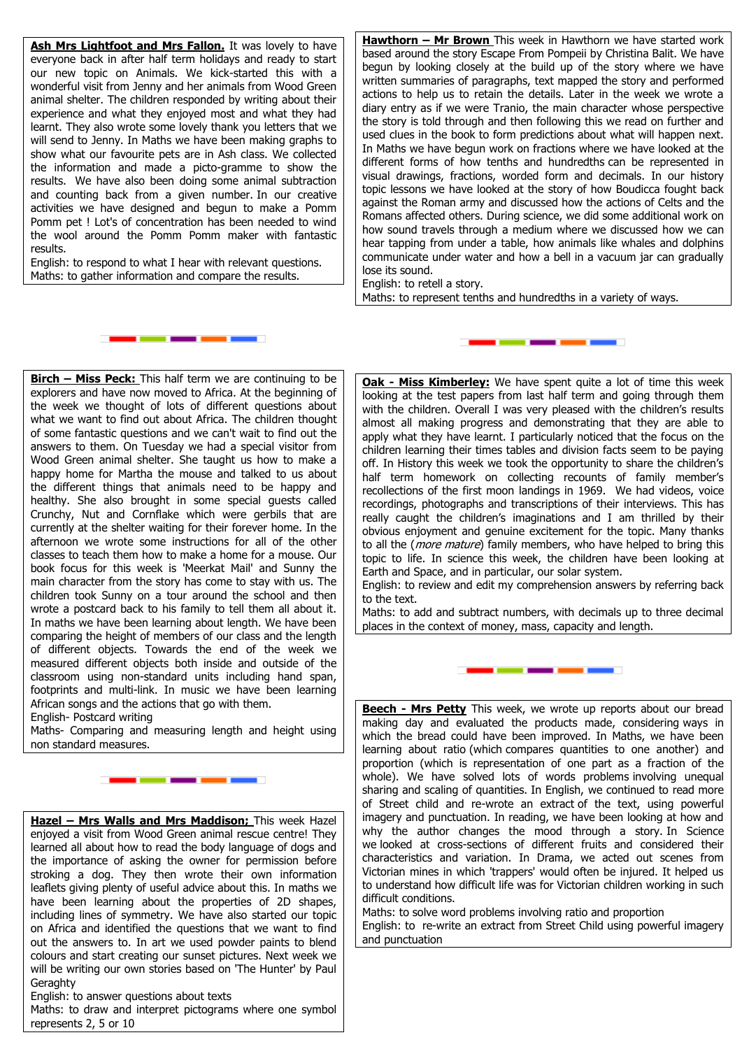**Ash Mrs Lightfoot and Mrs Fallon.** It was lovely to have everyone back in after half term holidays and ready to start our new topic on Animals. We kick-started this with a wonderful visit from Jenny and her animals from Wood Green animal shelter. The children responded by writing about their experience and what they enjoyed most and what they had learnt. They also wrote some lovely thank you letters that we will send to Jenny. In Maths we have been making graphs to show what our favourite pets are in Ash class. We collected the information and made a picto-gramme to show the results. We have also been doing some animal subtraction and counting back from a given number. In our creative activities we have designed and begun to make a Pomm Pomm pet ! Lot's of concentration has been needed to wind the wool around the Pomm Pomm maker with fantastic results.
English: to respond to what I hear with relevant questions.
Maths: to gather information and compare the results.

**Birch – Miss Peck:** This half term we are continuing to be explorers and have now moved to Africa. At the beginning of the week we thought of lots of different questions about what we want to find out about Africa. The children thought of some fantastic questions and we can't wait to find out the answers to them. On Tuesday we had a special visitor from Wood Green animal shelter. She taught us how to make a happy home for Martha the mouse and talked to us about the different things that animals need to be happy and healthy. She also brought in some special guests called Crunchy, Nut and Cornflake which were gerbils that are currently at the shelter waiting for their forever home. In the afternoon we wrote some instructions for all of the other classes to teach them how to make a home for a mouse. Our book focus for this week is 'Meerkat Mail' and Sunny the main character from the story has come to stay with us. The children took Sunny on a tour around the school and then wrote a postcard back to his family to tell them all about it. In maths we have been learning about length. We have been comparing the height of members of our class and the length of different objects. Towards the end of the week we measured different objects both inside and outside of the classroom using non-standard units including hand span, footprints and multi-link. In music we have been learning African songs and the actions that go with them.
English- Postcard writing
Maths- Comparing and measuring length and height using non standard measures.

**Hazel – Mrs Walls and Mrs Maddison;** This week Hazel enjoyed a visit from Wood Green animal rescue centre! They learned all about how to read the body language of dogs and the importance of asking the owner for permission before stroking a dog. They then wrote their own information leaflets giving plenty of useful advice about this. In maths we have been learning about the properties of 2D shapes, including lines of symmetry. We have also started our topic on Africa and identified the questions that we want to find out the answers to. In art we used powder paints to blend colours and start creating our sunset pictures. Next week we will be writing our own stories based on 'The Hunter' by Paul Geraghty
English: to answer questions about texts
Maths: to draw and interpret pictograms where one symbol represents 2, 5 or 10

**Hawthorn – Mr Brown** This week in Hawthorn we have started work based around the story Escape From Pompeii by Christina Balit. We have begun by looking closely at the build up of the story where we have written summaries of paragraphs, text mapped the story and performed actions to help us to retain the details. Later in the week we wrote a diary entry as if we were Tranio, the main character whose perspective the story is told through and then following this we read on further and used clues in the book to form predictions about what will happen next. In Maths we have begun work on fractions where we have looked at the different forms of how tenths and hundredths can be represented in visual drawings, fractions, worded form and decimals. In our history topic lessons we have looked at the story of how Boudicca fought back against the Roman army and discussed how the actions of Celts and the Romans affected others. During science, we did some additional work on how sound travels through a medium where we discussed how we can hear tapping from under a table, how animals like whales and dolphins communicate under water and how a bell in a vacuum jar can gradually lose its sound.
English: to retell a story.
Maths: to represent tenths and hundredths in a variety of ways.

**Oak - Miss Kimberley:** We have spent quite a lot of time this week looking at the test papers from last half term and going through them with the children. Overall I was very pleased with the children's results almost all making progress and demonstrating that they are able to apply what they have learnt. I particularly noticed that the focus on the children learning their times tables and division facts seem to be paying off. In History this week we took the opportunity to share the children's half term homework on collecting recounts of family member's recollections of the first moon landings in 1969. We had videos, voice recordings, photographs and transcriptions of their interviews. This has really caught the children's imaginations and I am thrilled by their obvious enjoyment and genuine excitement for the topic. Many thanks to all the (*more mature*) family members, who have helped to bring this topic to life. In science this week, the children have been looking at Earth and Space, and in particular, our solar system.
English: to review and edit my comprehension answers by referring back to the text.
Maths: to add and subtract numbers, with decimals up to three decimal places in the context of money, mass, capacity and length.

**Beech - Mrs Petty** This week, we wrote up reports about our bread making day and evaluated the products made, considering ways in which the bread could have been improved. In Maths, we have been learning about ratio (which compares quantities to one another) and proportion (which is representation of one part as a fraction of the whole). We have solved lots of words problems involving unequal sharing and scaling of quantities. In English, we continued to read more of Street child and re-wrote an extract of the text, using powerful imagery and punctuation. In reading, we have been looking at how and why the author changes the mood through a story. In Science we looked at cross-sections of different fruits and considered their characteristics and variation. In Drama, we acted out scenes from Victorian mines in which 'trappers' would often be injured. It helped us to understand how difficult life was for Victorian children working in such difficult conditions.
Maths: to solve word problems involving ratio and proportion
English: to re-write an extract from Street Child using powerful imagery and punctuation